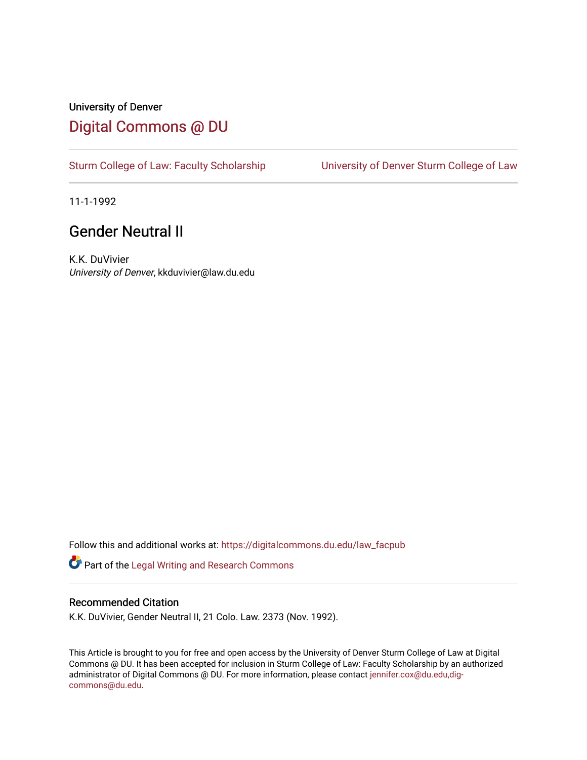University of Denver

# Digital Commons @ DU

Sturm College of Law: Faculty Scholarship | University of Denver Sturm College of Law

11-1-1992

## Gender Neutral II

K.K. DuVivier
*University of Denver*, kkduvivier@law.du.edu

Follow this and additional works at: https://digitalcommons.du.edu/law_facpub

Part of the Legal Writing and Research Commons

### Recommended Citation

K.K. DuVivier, Gender Neutral II, 21 Colo. Law. 2373 (Nov. 1992).

This Article is brought to you for free and open access by the University of Denver Sturm College of Law at Digital Commons @ DU. It has been accepted for inclusion in Sturm College of Law: Faculty Scholarship by an authorized administrator of Digital Commons @ DU. For more information, please contact jennifer.cox@du.edu,dig-commons@du.edu.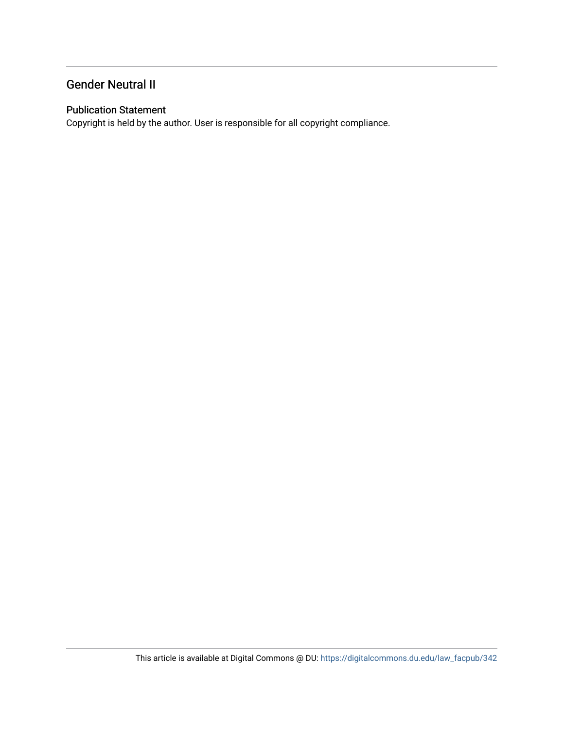## Gender Neutral II

### Publication Statement

Copyright is held by the author. User is responsible for all copyright compliance.

This article is available at Digital Commons @ DU: https://digitalcommons.du.edu/law_facpub/342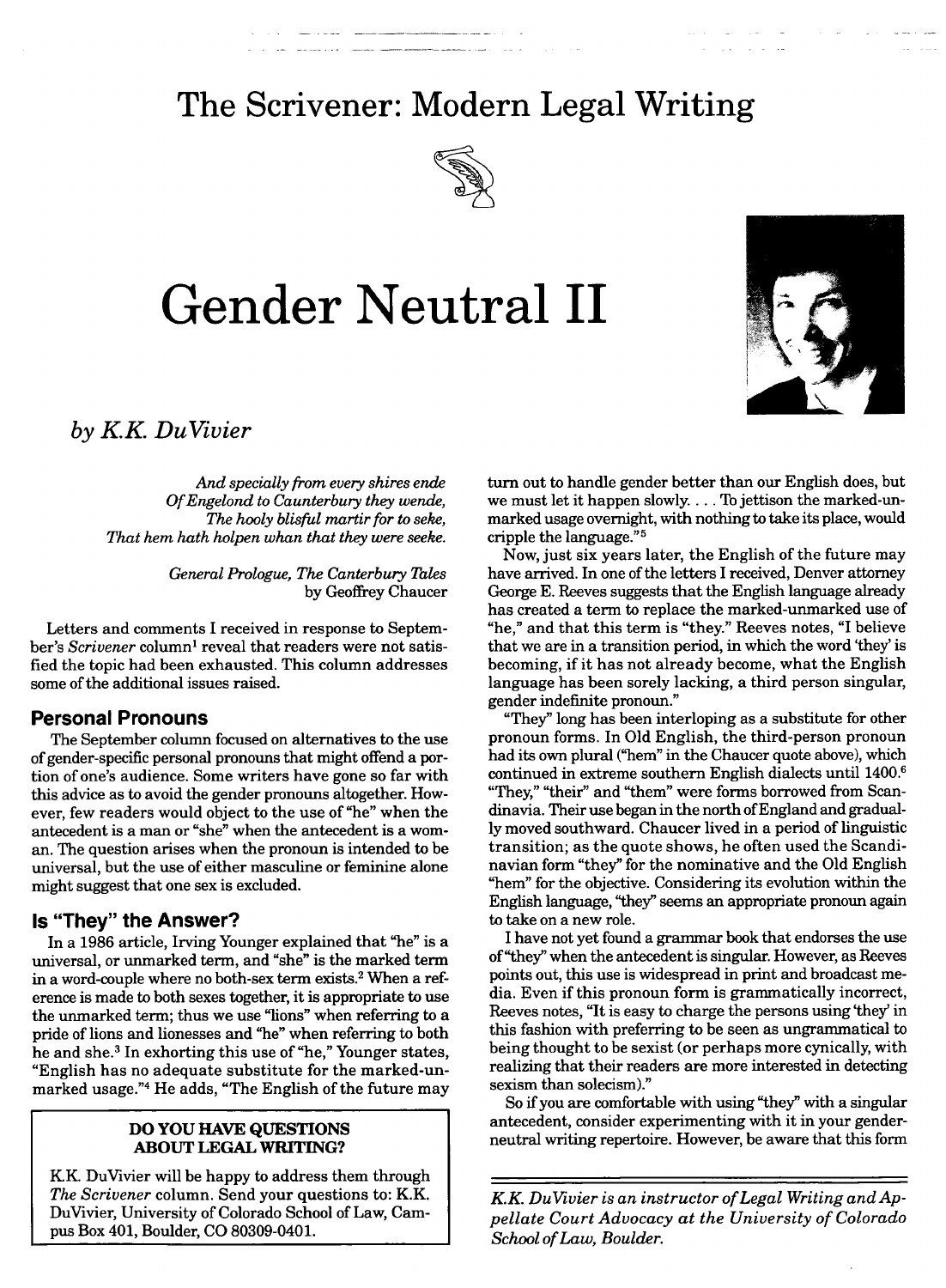# The Scrivener: Modern Legal Writing

# Gender Neutral II

*by K.K. DuVivier*

> *And specially from every shires ende*
> *Of Engelond to Caunterbury they wende,*
> *The hooly blisful martir for to seke,*
> *That hem hath holpen whan that they were seeke.*
>
> *General Prologue, The Canterbury Tales*
> by Geoffrey Chaucer

Letters and comments I received in response to September's *Scrivener* column[1] reveal that readers were not satisfied the topic had been exhausted. This column addresses some of the additional issues raised.

## Personal Pronouns

The September column focused on alternatives to the use of gender-specific personal pronouns that might offend a portion of one's audience. Some writers have gone so far with this advice as to avoid the gender pronouns altogether. However, few readers would object to the use of "he" when the antecedent is a man or "she" when the antecedent is a woman. The question arises when the pronoun is intended to be universal, but the use of either masculine or feminine alone might suggest that one sex is excluded.

## Is "They" the Answer?

In a 1986 article, Irving Younger explained that "he" is a universal, or unmarked term, and "she" is the marked term in a word-couple where no both-sex term exists.[2] When a reference is made to both sexes together, it is appropriate to use the unmarked term; thus we use "lions" when referring to a pride of lions and lionesses and "he" when referring to both he and she.[3] In exhorting this use of "he," Younger states, "English has no adequate substitute for the marked-unmarked usage."[4] He adds, "The English of the future may turn out to handle gender better than our English does, but we must let it happen slowly. . . . To jettison the marked-unmarked usage overnight, with nothing to take its place, would cripple the language."[5]

Now, just six years later, the English of the future may have arrived. In one of the letters I received, Denver attorney George E. Reeves suggests that the English language already has created a term to replace the marked-unmarked use of "he," and that this term is "they." Reeves notes, "I believe that we are in a transition period, in which the word 'they' is becoming, if it has not already become, what the English language has been sorely lacking, a third person singular, gender indefinite pronoun."

"They" long has been interloping as a substitute for other pronoun forms. In Old English, the third-person pronoun had its own plural ("hem" in the Chaucer quote above), which continued in extreme southern English dialects until 1400.[6] "They," "their" and "them" were forms borrowed from Scandinavia. Their use began in the north of England and gradually moved southward. Chaucer lived in a period of linguistic transition; as the quote shows, he often used the Scandinavian form "they" for the nominative and the Old English "hem" for the objective. Considering its evolution within the English language, "they" seems an appropriate pronoun again to take on a new role.

I have not yet found a grammar book that endorses the use of "they" when the antecedent is singular. However, as Reeves points out, this use is widespread in print and broadcast media. Even if this pronoun form is grammatically incorrect, Reeves notes, "It is easy to charge the persons using 'they' in this fashion with preferring to be seen as ungrammatical to being thought to be sexist (or perhaps more cynically, with realizing that their readers are more interested in detecting sexism than solecism)."

So if you are comfortable with using "they" with a singular antecedent, consider experimenting with it in your gender-neutral writing repertoire. However, be aware that this form

---

**DO YOU HAVE QUESTIONS ABOUT LEGAL WRITING?**

K.K. DuVivier will be happy to address them through *The Scrivener* column. Send your questions to: K.K. DuVivier, University of Colorado School of Law, Campus Box 401, Boulder, CO 80309-0401.

---

*K.K. DuVivier is an instructor of Legal Writing and Appellate Court Advocacy at the University of Colorado School of Law, Boulder.*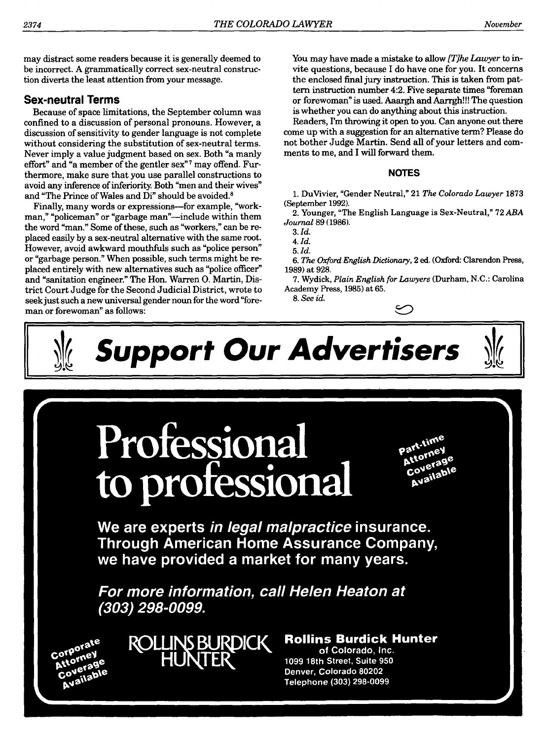may distract some readers because it is generally deemed to be incorrect. A grammatically correct sex-neutral construction diverts the least attention from your message.

## Sex-neutral Terms

Because of space limitations, the September column was confined to a discussion of personal pronouns. However, a discussion of sensitivity to gender language is not complete without considering the substitution of sex-neutral terms. Never imply a value judgment based on sex. Both "a manly effort" and "a member of the gentler sex"[7] may offend. Furthermore, make sure that you use parallel constructions to avoid any inference of inferiority. Both "men and their wives" and "The Prince of Wales and Di" should be avoided.[8]

Finally, many words or expressions—for example, "workman," "policeman" or "garbage man"—include within them the word "man." Some of these, such as "workers," can be replaced easily by a sex-neutral alternative with the same root. However, avoid awkward mouthfuls such as "police person" or "garbage person." When possible, such terms might be replaced entirely with new alternatives such as "police officer" and "sanitation engineer." The Hon. Warren O. Martin, District Court Judge for the Second Judicial District, wrote to seek just such a new universal gender noun for the word "foreman or forewoman" as follows:

> You may have made a mistake to allow *[T]he Lawyer* to invite questions, because I do have one for you. It concerns the enclosed final jury instruction. This is taken from pattern instruction number 4:2. Five separate times "foreman or forewoman" is used. Aaargh and Aarrgh!!! The question is whether you can do anything about this instruction.

Readers, I'm throwing it open to you. Can anyone out there come up with a suggestion for an alternative term? Please do not bother Judge Martin. Send all of your letters and comments to me, and I will forward them.

### NOTES

1. DuVivier, "Gender Neutral," 21 *The Colorado Lawyer* 1873 (September 1992).
2. Younger, "The English Language is Sex-Neutral," 72 *ABA Journal* 89 (1986).
3. *Id.*
4. *Id.*
5. *Id.*
6. *The Oxford English Dictionary*, 2 ed. (Oxford: Clarendon Press, 1989) at 928.
7. Wydick, *Plain English for Lawyers* (Durham, N.C.: Carolina Academy Press, 1985) at 65.
8. *See id.*

## Support Our Advertisers

# Professional to professional

Part-time Attorney Coverage Available

**We are experts *in legal malpractice* insurance. Through American Home Assurance Company, we have provided a market for many years.**

***For more information, call Helen Heaton at (303) 298-0099.***

Corporate Attorney Coverage Available

ROLLINS BURDICK HUNTER

**Rollins Burdick Hunter**
of Colorado, Inc.
1099 18th Street, Suite 950
Denver, Colorado 80202
Telephone (303) 298-0099